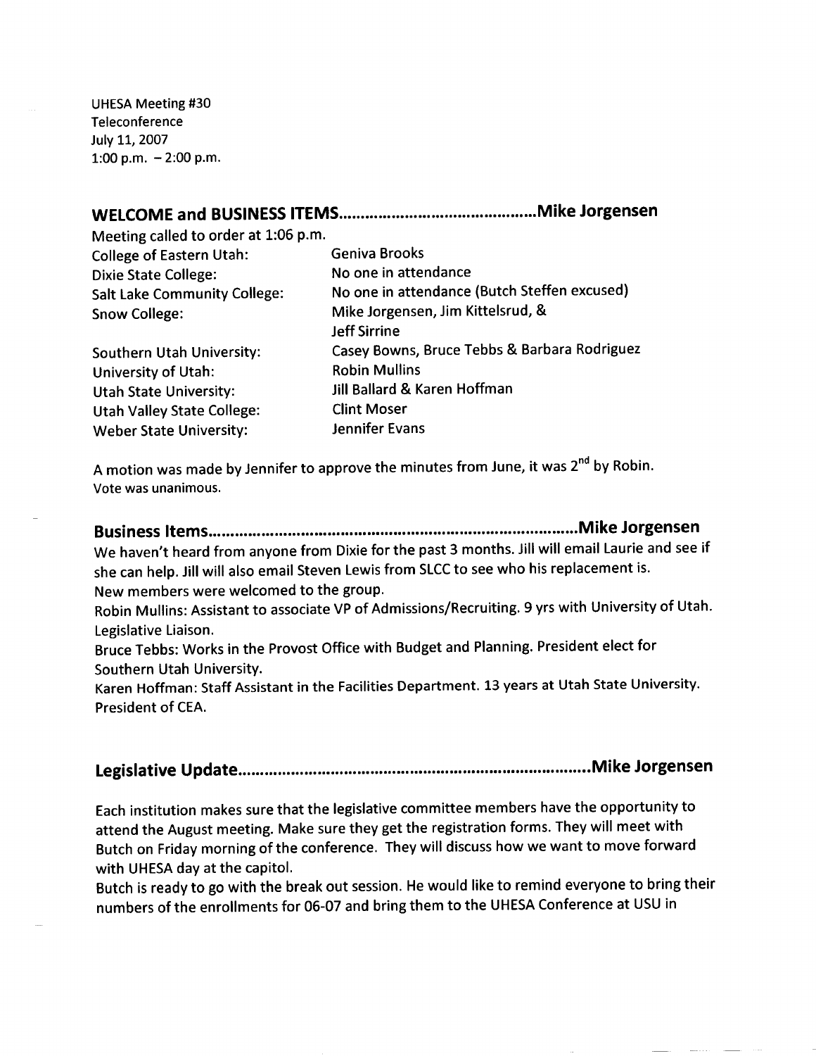UHESA Meeting #30
Teleconference
July 11, 2007
1:00 p.m. – 2:00 p.m.

## WELCOME and BUSINESS ITEMS…………………………………………Mike Jorgensen

Meeting called to order at 1:06 p.m.

| | |
|---|---|
| College of Eastern Utah: | Geniva Brooks |
| Dixie State College: | No one in attendance |
| Salt Lake Community College: | No one in attendance (Butch Steffen excused) |
| Snow College: | Mike Jorgensen, Jim Kittelsrud, & Jeff Sirrine |
| Southern Utah University: | Casey Bowns, Bruce Tebbs & Barbara Rodriguez |
| University of Utah: | Robin Mullins |
| Utah State University: | Jill Ballard & Karen Hoffman |
| Utah Valley State College: | Clint Moser |
| Weber State University: | Jennifer Evans |

A motion was made by Jennifer to approve the minutes from June, it was 2nd by Robin. Vote was unanimous.

## Business Items…………………………………………………………………………Mike Jorgensen

We haven't heard from anyone from Dixie for the past 3 months. Jill will email Laurie and see if she can help. Jill will also email Steven Lewis from SLCC to see who his replacement is.
New members were welcomed to the group.
Robin Mullins: Assistant to associate VP of Admissions/Recruiting. 9 yrs with University of Utah. Legislative Liaison.
Bruce Tebbs: Works in the Provost Office with Budget and Planning. President elect for Southern Utah University.
Karen Hoffman: Staff Assistant in the Facilities Department. 13 years at Utah State University. President of CEA.

## Legislative Update…………………………………………………………………Mike Jorgensen

Each institution makes sure that the legislative committee members have the opportunity to attend the August meeting. Make sure they get the registration forms. They will meet with Butch on Friday morning of the conference. They will discuss how we want to move forward with UHESA day at the capitol.
Butch is ready to go with the break out session. He would like to remind everyone to bring their numbers of the enrollments for 06-07 and bring them to the UHESA Conference at USU in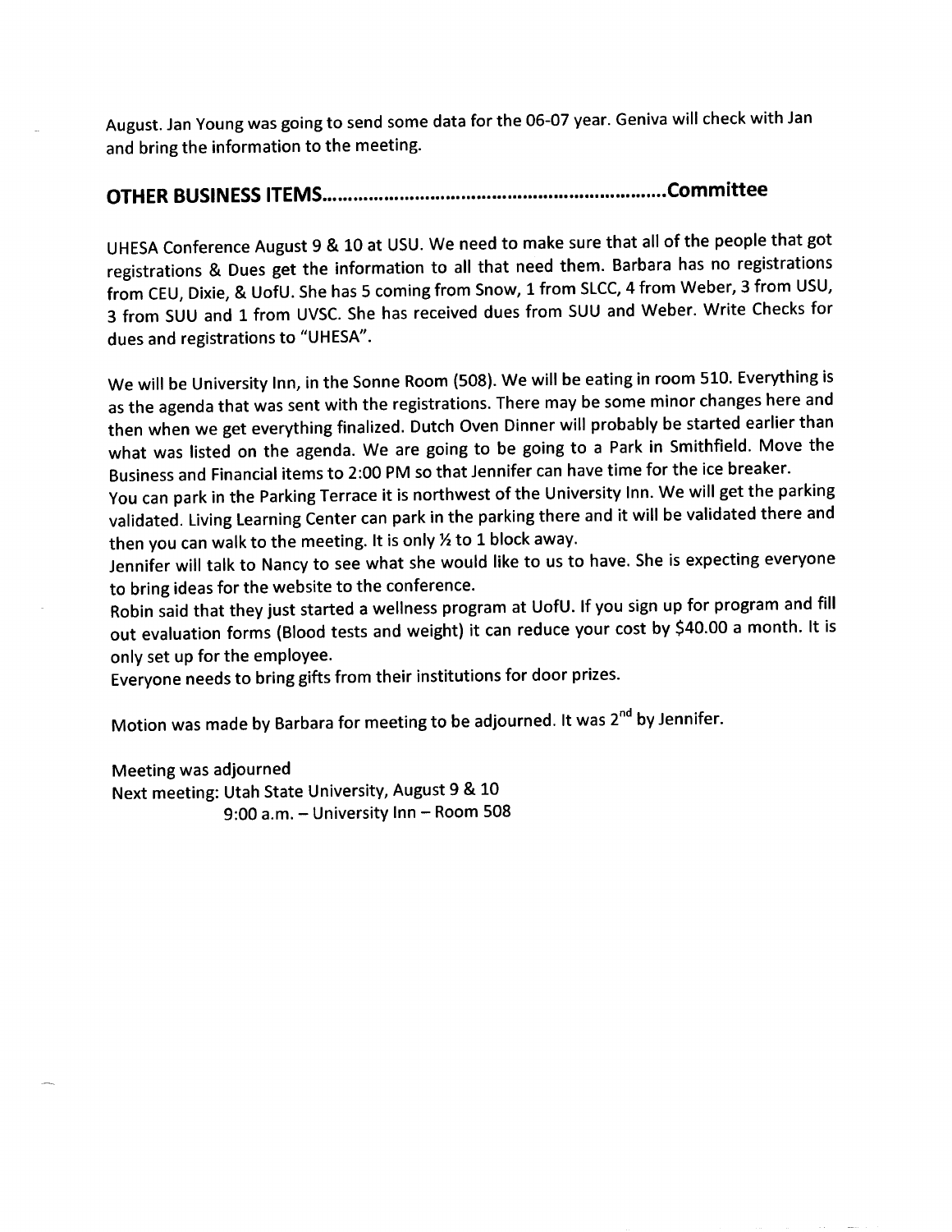August. Jan Young was going to send some data for the 06-07 year. Geniva will check with Jan and bring the information to the meeting.

## OTHER BUSINESS ITEMS……………………………………………………………Committee

UHESA Conference August 9 & 10 at USU. We need to make sure that all of the people that got registrations & Dues get the information to all that need them. Barbara has no registrations from CEU, Dixie, & UofU. She has 5 coming from Snow, 1 from SLCC, 4 from Weber, 3 from USU, 3 from SUU and 1 from UVSC. She has received dues from SUU and Weber. Write Checks for dues and registrations to "UHESA".

We will be University Inn, in the Sonne Room (508). We will be eating in room 510. Everything is as the agenda that was sent with the registrations. There may be some minor changes here and then when we get everything finalized. Dutch Oven Dinner will probably be started earlier than what was listed on the agenda. We are going to be going to a Park in Smithfield. Move the Business and Financial items to 2:00 PM so that Jennifer can have time for the ice breaker.

You can park in the Parking Terrace it is northwest of the University Inn. We will get the parking validated. Living Learning Center can park in the parking there and it will be validated there and then you can walk to the meeting. It is only ½ to 1 block away.

Jennifer will talk to Nancy to see what she would like to us to have. She is expecting everyone to bring ideas for the website to the conference.

Robin said that they just started a wellness program at UofU. If you sign up for program and fill out evaluation forms (Blood tests and weight) it can reduce your cost by $40.00 a month. It is only set up for the employee.

Everyone needs to bring gifts from their institutions for door prizes.

Motion was made by Barbara for meeting to be adjourned. It was 2nd by Jennifer.

Meeting was adjourned
Next meeting: Utah State University, August 9 & 10
9:00 a.m. – University Inn – Room 508